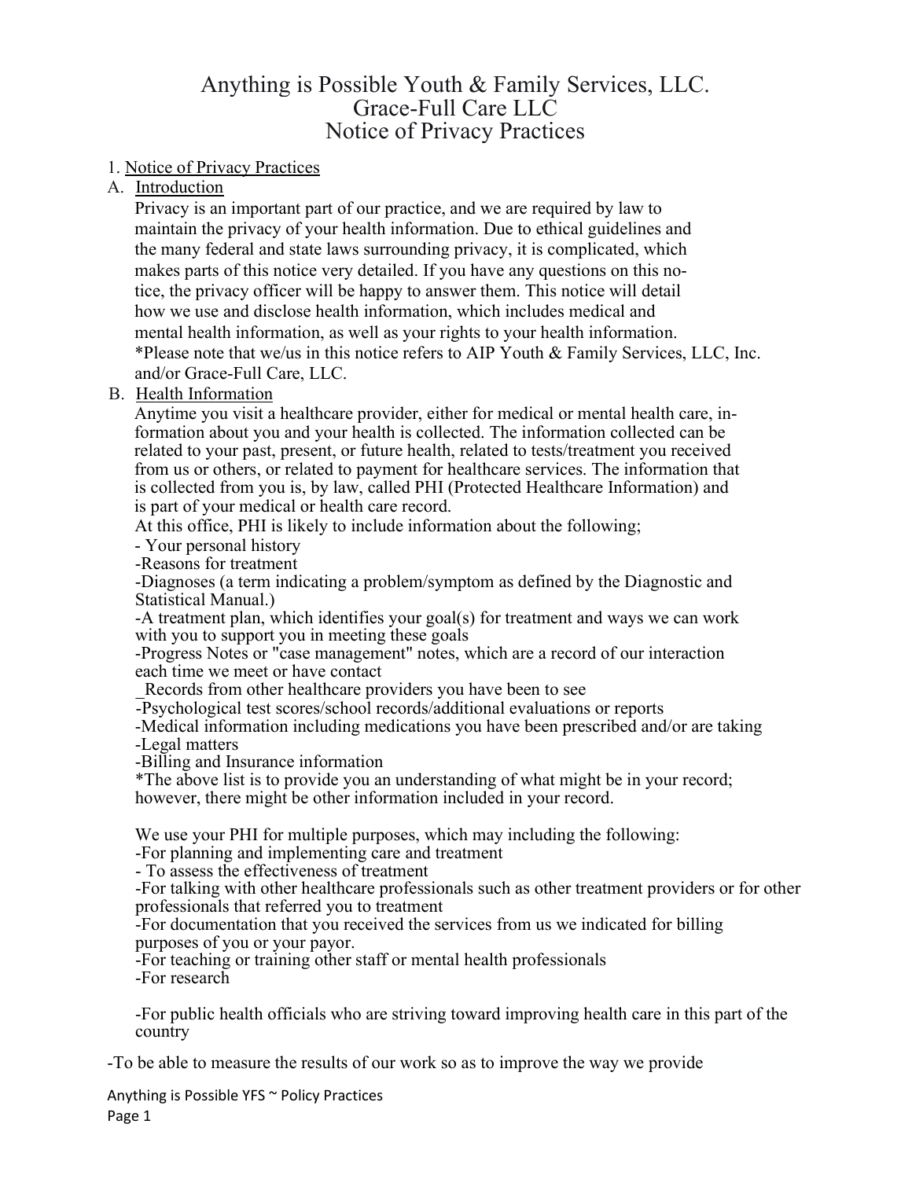# Anything is Possible Youth & Family Services, LLC.
# Grace-Full Care LLC
# Notice of Privacy Practices

1. Notice of Privacy Practices

A. Introduction

Privacy is an important part of our practice, and we are required by law to maintain the privacy of your health information. Due to ethical guidelines and the many federal and state laws surrounding privacy, it is complicated, which makes parts of this notice very detailed. If you have any questions on this notice, the privacy officer will be happy to answer them. This notice will detail how we use and disclose health information, which includes medical and mental health information, as well as your rights to your health information.
*Please note that we/us in this notice refers to AIP Youth & Family Services, LLC, Inc. and/or Grace-Full Care, LLC.

B. Health Information

Anytime you visit a healthcare provider, either for medical or mental health care, information about you and your health is collected. The information collected can be related to your past, present, or future health, related to tests/treatment you received from us or others, or related to payment for healthcare services. The information that is collected from you is, by law, called PHI (Protected Healthcare Information) and is part of your medical or health care record.

At this office, PHI is likely to include information about the following;

- Your personal history
- Reasons for treatment
- Diagnoses (a term indicating a problem/symptom as defined by the Diagnostic and Statistical Manual.)
- A treatment plan, which identifies your goal(s) for treatment and ways we can work with you to support you in meeting these goals
- Progress Notes or "case management" notes, which are a record of our interaction each time we meet or have contact
- Records from other healthcare providers you have been to see
- Psychological test scores/school records/additional evaluations or reports
- Medical information including medications you have been prescribed and/or are taking
- Legal matters
- Billing and Insurance information

*The above list is to provide you an understanding of what might be in your record; however, there might be other information included in your record.

We use your PHI for multiple purposes, which may including the following:

- For planning and implementing care and treatment
- To assess the effectiveness of treatment
- For talking with other healthcare professionals such as other treatment providers or for other professionals that referred you to treatment
- For documentation that you received the services from us we indicated for billing purposes of you or your payor.
- For teaching or training other staff or mental health professionals
- For research
- For public health officials who are striving toward improving health care in this part of the country
- To be able to measure the results of our work so as to improve the way we provide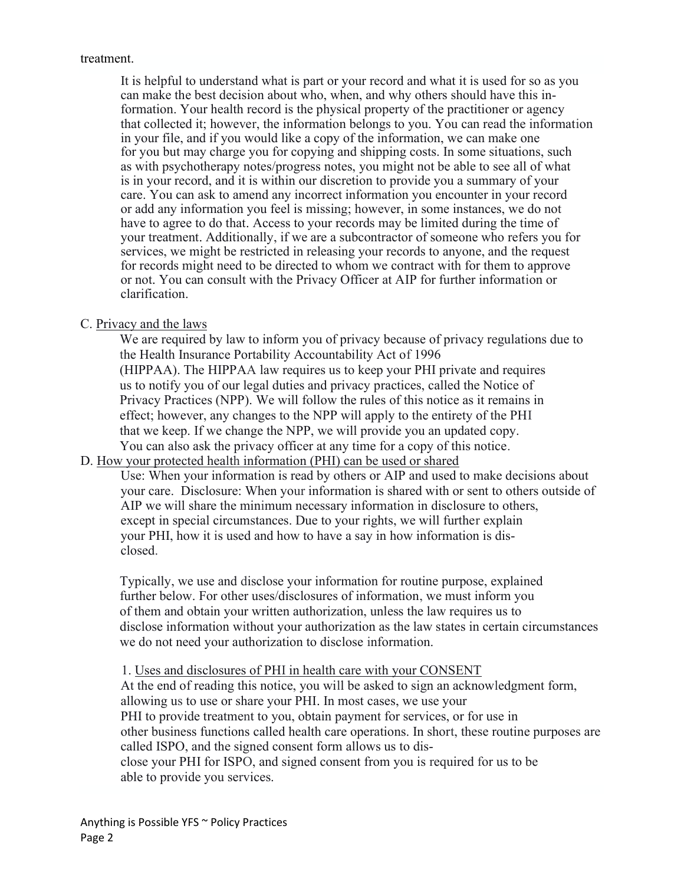treatment.

It is helpful to understand what is part or your record and what it is used for so as you can make the best decision about who, when, and why others should have this information. Your health record is the physical property of the practitioner or agency that collected it; however, the information belongs to you. You can read the information in your file, and if you would like a copy of the information, we can make one for you but may charge you for copying and shipping costs. In some situations, such as with psychotherapy notes/progress notes, you might not be able to see all of what is in your record, and it is within our discretion to provide you a summary of your care. You can ask to amend any incorrect information you encounter in your record or add any information you feel is missing; however, in some instances, we do not have to agree to do that. Access to your records may be limited during the time of your treatment. Additionally, if we are a subcontractor of someone who refers you for services, we might be restricted in releasing your records to anyone, and the request for records might need to be directed to whom we contract with for them to approve or not. You can consult with the Privacy Officer at AIP for further information or clarification.

C. <u>Privacy and the laws</u>

We are required by law to inform you of privacy because of privacy regulations due to the Health Insurance Portability Accountability Act of 1996 (HIPPAA). The HIPPAA law requires us to keep your PHI private and requires us to notify you of our legal duties and privacy practices, called the Notice of Privacy Practices (NPP). We will follow the rules of this notice as it remains in effect; however, any changes to the NPP will apply to the entirety of the PHI that we keep. If we change the NPP, we will provide you an updated copy. You can also ask the privacy officer at any time for a copy of this notice.

D. <u>How your protected health information (PHI) can be used or shared</u>

Use: When your information is read by others or AIP and used to make decisions about your care. Disclosure: When your information is shared with or sent to others outside of AIP we will share the minimum necessary information in disclosure to others, except in special circumstances. Due to your rights, we will further explain your PHI, how it is used and how to have a say in how information is disclosed.

Typically, we use and disclose your information for routine purpose, explained further below. For other uses/disclosures of information, we must inform you of them and obtain your written authorization, unless the law requires us to disclose information without your authorization as the law states in certain circumstances we do not need your authorization to disclose information.

1. <u>Uses and disclosures of PHI in health care with your CONSENT</u>

At the end of reading this notice, you will be asked to sign an acknowledgment form, allowing us to use or share your PHI. In most cases, we use your PHI to provide treatment to you, obtain payment for services, or for use in other business functions called health care operations. In short, these routine purposes are called ISPO, and the signed consent form allows us to disclose your PHI for ISPO, and signed consent from you is required for us to be able to provide you services.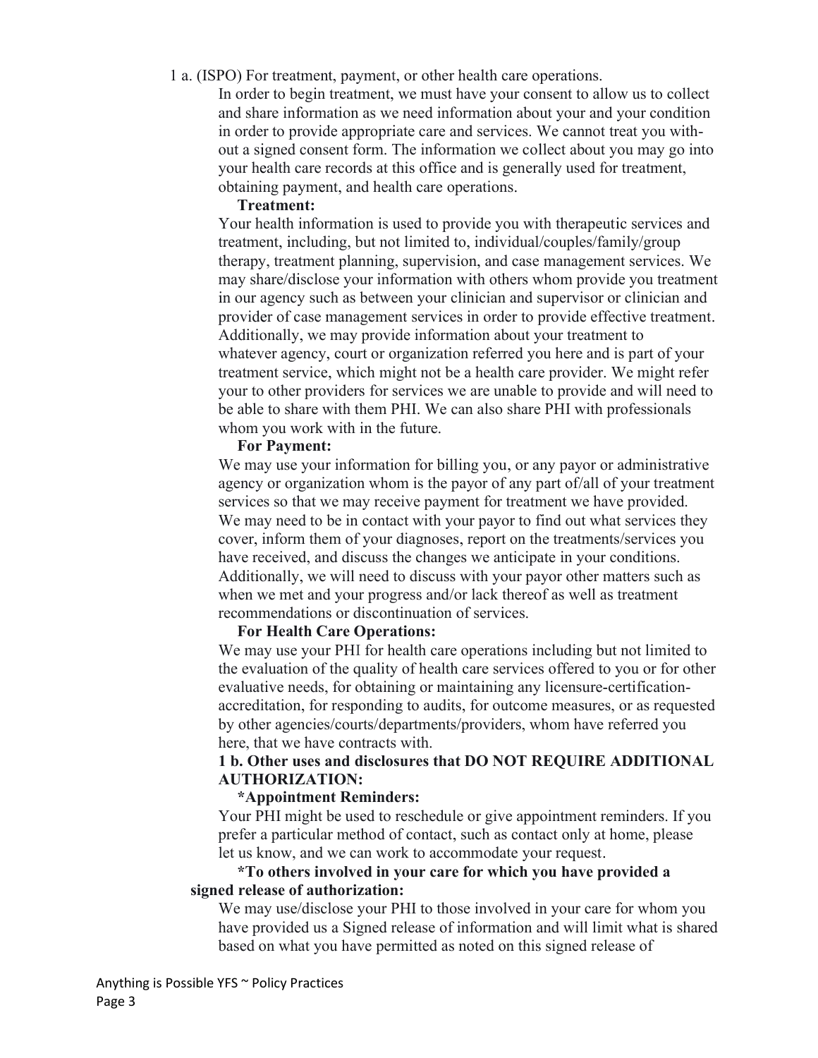1 a. (ISPO) For treatment, payment, or other health care operations.

In order to begin treatment, we must have your consent to allow us to collect and share information as we need information about your and your condition in order to provide appropriate care and services. We cannot treat you without a signed consent form. The information we collect about you may go into your health care records at this office and is generally used for treatment, obtaining payment, and health care operations.

**Treatment:**

Your health information is used to provide you with therapeutic services and treatment, including, but not limited to, individual/couples/family/group therapy, treatment planning, supervision, and case management services. We may share/disclose your information with others whom provide you treatment in our agency such as between your clinician and supervisor or clinician and provider of case management services in order to provide effective treatment. Additionally, we may provide information about your treatment to whatever agency, court or organization referred you here and is part of your treatment service, which might not be a health care provider. We might refer your to other providers for services we are unable to provide and will need to be able to share with them PHI. We can also share PHI with professionals whom you work with in the future.

**For Payment:**

We may use your information for billing you, or any payor or administrative agency or organization whom is the payor of any part of/all of your treatment services so that we may receive payment for treatment we have provided. We may need to be in contact with your payor to find out what services they cover, inform them of your diagnoses, report on the treatments/services you have received, and discuss the changes we anticipate in your conditions. Additionally, we will need to discuss with your payor other matters such as when we met and your progress and/or lack thereof as well as treatment recommendations or discontinuation of services.

**For Health Care Operations:**

We may use your PHI for health care operations including but not limited to the evaluation of the quality of health care services offered to you or for other evaluative needs, for obtaining or maintaining any licensure-certification-accreditation, for responding to audits, for outcome measures, or as requested by other agencies/courts/departments/providers, whom have referred you here, that we have contracts with.

**1 b. Other uses and disclosures that DO NOT REQUIRE ADDITIONAL AUTHORIZATION:**

**\*Appointment Reminders:**

Your PHI might be used to reschedule or give appointment reminders. If you prefer a particular method of contact, such as contact only at home, please let us know, and we can work to accommodate your request.

**\*To others involved in your care for which you have provided a signed release of authorization:**

We may use/disclose your PHI to those involved in your care for whom you have provided us a Signed release of information and will limit what is shared based on what you have permitted as noted on this signed release of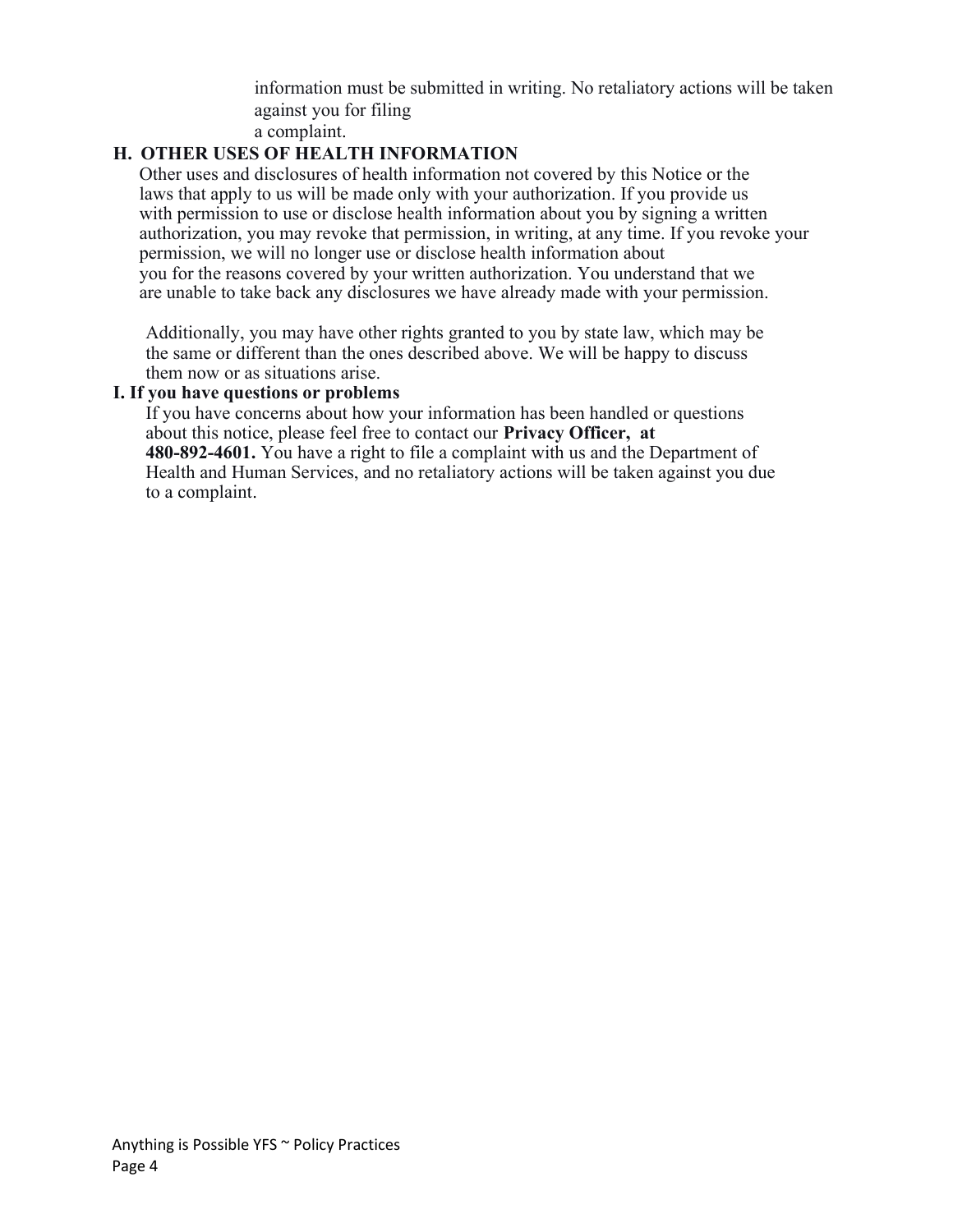information must be submitted in writing. No retaliatory actions will be taken against you for filing a complaint.

**H. OTHER USES OF HEALTH INFORMATION**

Other uses and disclosures of health information not covered by this Notice or the laws that apply to us will be made only with your authorization. If you provide us with permission to use or disclose health information about you by signing a written authorization, you may revoke that permission, in writing, at any time. If you revoke your permission, we will no longer use or disclose health information about you for the reasons covered by your written authorization. You understand that we are unable to take back any disclosures we have already made with your permission.

Additionally, you may have other rights granted to you by state law, which may be the same or different than the ones described above. We will be happy to discuss them now or as situations arise.

**I. If you have questions or problems**

If you have concerns about how your information has been handled or questions about this notice, please feel free to contact our **Privacy Officer, at 480-892-4601.** You have a right to file a complaint with us and the Department of Health and Human Services, and no retaliatory actions will be taken against you due to a complaint.